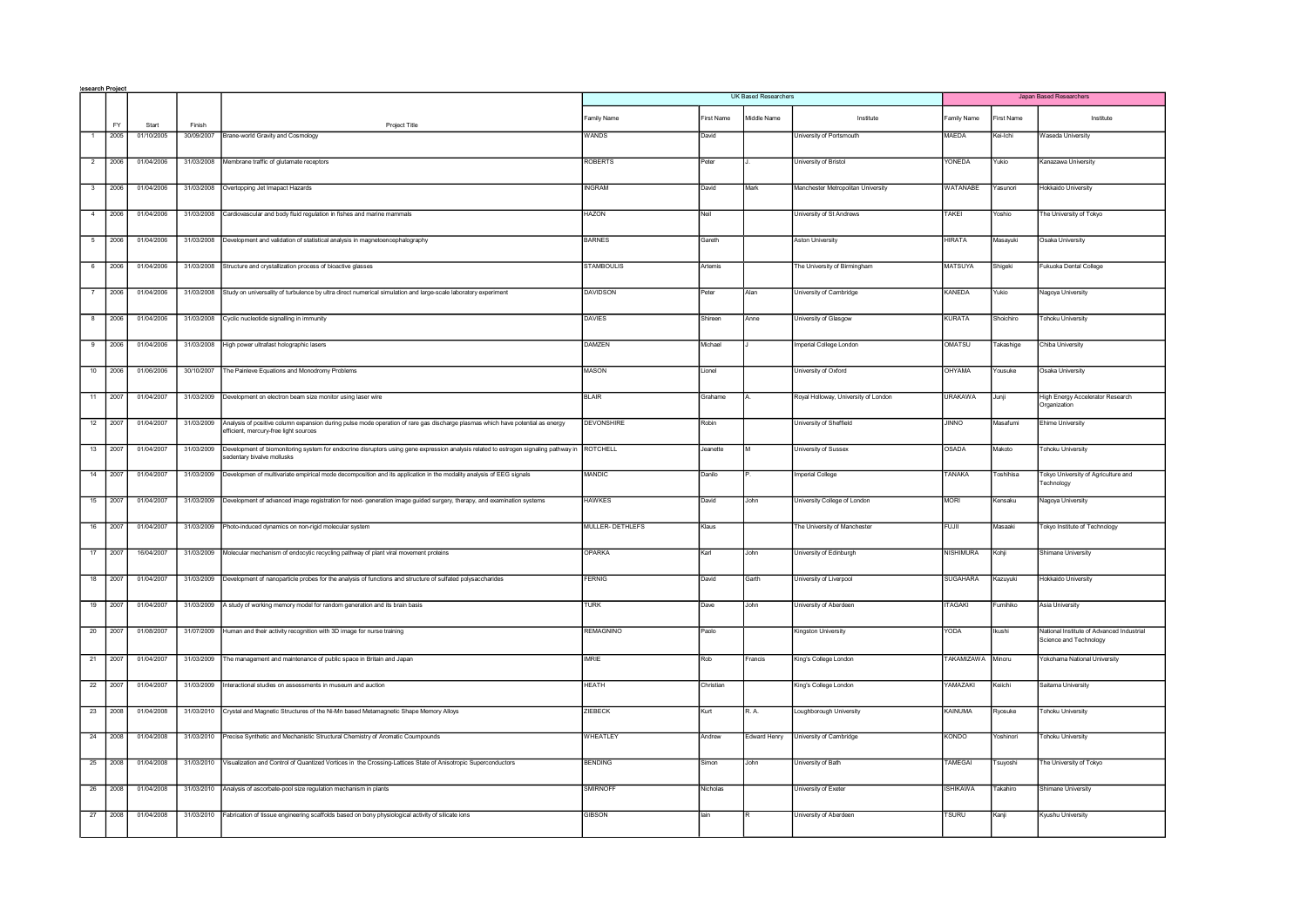Research Project

| | FY | Start | Finish | Project Title | UK Based Researchers | | | | Japan Based Researchers | | |
|---|---|---|---|---|---|---|---|---|---|---|---|
| | | | | | Family Name | First Name | Middle Name | Institute | Family Name | First Name | Institute |
| 1 | 2005 | 01/10/2005 | 30/09/2007 | Brane-world Gravity and Cosmology | WANDS | David | | University of Portsmouth | MAEDA | Kei-Ichi | Waseda University |
| 2 | 2006 | 01/04/2006 | 31/03/2008 | Membrane traffic of glutamate receptors | ROBERTS | Peter | J. | University of Bristol | YONEDA | Yukio | Kanazawa University |
| 3 | 2006 | 01/04/2006 | 31/03/2008 | Overtopping Jet Imapact Hazards | INGRAM | David | Mark | Manchester Metropolitan University | WATANABE | Yasunori | Hokkaido University |
| 4 | 2006 | 01/04/2006 | 31/03/2008 | Cardiovascular and body fluid regulation in fishes and marine mammals | HAZON | Neil | | University of St Andrews | TAKEI | Yoshio | The University of Tokyo |
| 5 | 2006 | 01/04/2006 | 31/03/2008 | Development and validation of statistical analysis in magnetoencephalography | BARNES | Gareth | | Aston University | HIRATA | Masayuki | Osaka University |
| 6 | 2006 | 01/04/2006 | 31/03/2008 | Structure and crystallization process of bioactive glasses | STAMBOULIS | Artemis | | The University of Birmingham | MATSUYA | Shigeki | Fukuoka Dental College |
| 7 | 2006 | 01/04/2006 | 31/03/2008 | Study on universality of turbulence by ultra direct numerical simulation and large-scale laboratory experiment | DAVIDSON | Peter | Alan | University of Cambridge | KANEDA | Yukio | Nagoya University |
| 8 | 2006 | 01/04/2006 | 31/03/2008 | Cyclic nucleotide signalling in immunity | DAVIES | Shireen | Anne | University of Glasgow | KURATA | Shoichiro | Tohoku University |
| 9 | 2006 | 01/04/2006 | 31/03/2008 | High power ultrafast holographic lasers | DAMZEN | Michael | J | Imperial College London | OMATSU | Takashige | Chiba University |
| 10 | 2006 | 01/06/2006 | 30/10/2007 | The Painleve Equations and Monodromy Problems | MASON | Lionel | | University of Oxford | OHYAMA | Yousuke | Osaka University |
| 11 | 2007 | 01/04/2007 | 31/03/2009 | Development on electron beam size monitor using laser wire | BLAIR | Grahame | A. | Royal Holloway, University of London | URAKAWA | Junji | High Energy Accelerator Research Organization |
| 12 | 2007 | 01/04/2007 | 31/03/2009 | Analysis of positive column expansion during pulse mode operation of rare gas discharge plasmas which have potential as energy efficient, mercury-free light sources | DEVONSHIRE | Robin | | University of Sheffield | JINNO | Masafumi | Ehime University |
| 13 | 2007 | 01/04/2007 | 31/03/2009 | Development of biomonitoring system for endocrine disruptors using gene expression analysis related to estrogen signaling pathway in sedentary bivalve mollusks | ROTCHELL | Jeanette | M | University of Sussex | OSADA | Makoto | Tohoku University |
| 14 | 2007 | 01/04/2007 | 31/03/2009 | Developmen of multivariate empirical mode decomposition and its application in the modality analysis of EEG signals | MANDIC | Danilo | P. | Imperial College | TANAKA | Toshihisa | Tokyo University of Agriculture and Technology |
| 15 | 2007 | 01/04/2007 | 31/03/2009 | Development of advanced image registration for next- generation image guided surgery, therapy, and examination systems | HAWKES | David | John | University College of London | MORI | Kensaku | Nagoya University |
| 16 | 2007 | 01/04/2007 | 31/03/2009 | Photo-induced dynamics on non-rigid molecular system | MULLER- DETHLEFS | Klaus | | The University of Manchester | FUJII | Masaaki | Tokyo Institute of Technology |
| 17 | 2007 | 16/04/2007 | 31/03/2009 | Molecular mechanism of endocytic recycling pathway of plant viral movement proteins | OPARKA | Karl | John | University of Edinburgh | NISHIMURA | Kohji | Shimane University |
| 18 | 2007 | 01/04/2007 | 31/03/2009 | Development of nanoparticle probes for the analysis of functions and structure of sulfated polysaccharides | FERNIG | David | Garth | University of Liverpool | SUGAHARA | Kazuyuki | Hokkaido University |
| 19 | 2007 | 01/04/2007 | 31/03/2009 | A study of working memory model for random generation and its brain basis | TURK | Dave | John | University of Aberdeen | ITAGAKI | Fumihiko | Asia University |
| 20 | 2007 | 01/08/2007 | 31/07/2009 | Human and their activity recognition with 3D image for nurse training | REMAGNINO | Paolo | | Kingston University | YODA | Ikushi | National Institute of Advanced Industrial Science and Technology |
| 21 | 2007 | 01/04/2007 | 31/03/2009 | The management and maintenance of public space in Britain and Japan | IMRIE | Rob | Francis | King's College London | TAKAMIZAWA | Minoru | Yokohama National University |
| 22 | 2007 | 01/04/2007 | 31/03/2009 | Interactional studies on assessments in museum and auction | HEATH | Christian | | King's College London | YAMAZAKI | Keiichi | Saitama University |
| 23 | 2008 | 01/04/2008 | 31/03/2010 | Crystal and Magnetic Structures of the Ni-Mn based Metamagnetic Shape Memory Alloys | ZIEBECK | Kurt | R. A. | Loughborough University | KAINUMA | Ryosuke | Tohoku University |
| 24 | 2008 | 01/04/2008 | 31/03/2010 | Precise Synthetic and Mechanistic Structural Chemistry of Aromatic Coumpounds | WHEATLEY | Andrew | Edward Henry | University of Cambridge | KONDO | Yoshinori | Tohoku University |
| 25 | 2008 | 01/04/2008 | 31/03/2010 | Visualization and Control of Quantized Vortices in the Crossing-Lattices State of Anisotropic Superconductors | BENDING | Simon | John | University of Bath | TAMEGAI | Tsuyoshi | The University of Tokyo |
| 26 | 2008 | 01/04/2008 | 31/03/2010 | Analysis of ascorbate-pool size regulation mechanism in plants | SMIRNOFF | Nicholas | | University of Exeter | ISHIKAWA | Takahiro | Shimane University |
| 27 | 2008 | 01/04/2008 | 31/03/2010 | Fabrication of tissue engineering scaffolds based on bony physiological activity of silicate ions | GIBSON | Iain | R | University of Aberdeen | TSURU | Kanji | Kyushu University |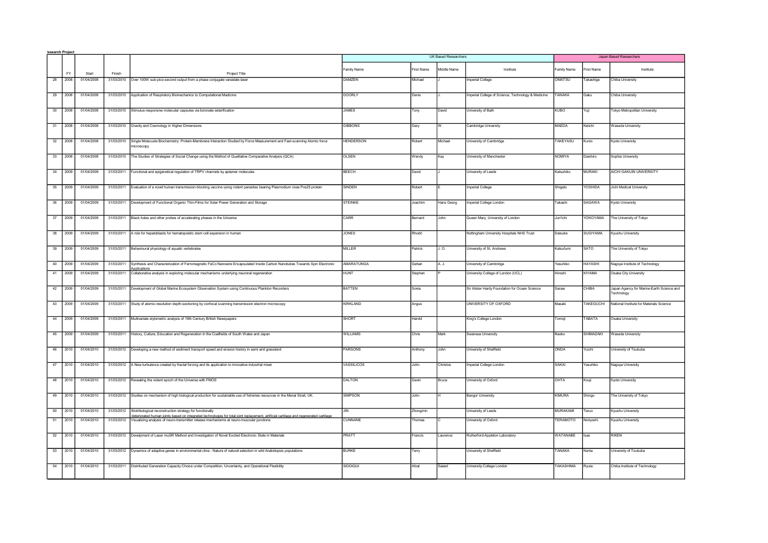Research Project

| | FY | Start | Finish | Project Title | UK Based Researchers | | | | Japan Based Researchers | | |
|---|---|---|---|---|---|---|---|---|---|---|---|
| | | | | | Family Name | First Name | Middle Name | Institute | Family Name | First Name | Institute |
| 28 | 2008 | 01/04/2008 | 31/03/2010 | Over 100W sub-pico-second output from a phase conjugate vanadate laser | DAMZEN | Michael | J | Imperial College | OMATSU | Takashige | Chiba University |
| 29 | 2008 | 01/04/2008 | 31/03/2010 | Application of Respiratory Biomechanics to Computational Medicine | DOORLY | Denis | J. | Imperial College of Science, Technology & Medicine | TANAKA | Gaku | Chiba University |
| 30 | 2008 | 01/04/2008 | 31/03/2010 | Stimulus-responsive molecular capsules via boronate esterification | JAMES | Tony | David | University of Bath | KUBO | Yuji | Tokyo Metropolitan University |
| 31 | 2008 | 01/04/2008 | 31/03/2010 | Gravity and Cosmology in Higher Dimensions | GIBBONS | Gary | W. | Cambridge University | MAEDA | Keiichi | Waseda University |
| 32 | 2008 | 01/04/2008 | 31/03/2010 | Single Molecule Biochemistry: Protein-Membrane Interaction Studied by Force Measurement and Fast-scanning Atomic force microscopy | HENDERSON | Robert | Michael | University of Cambridge | TAKEYASU | Kunio | Kyoto University |
| 33 | 2008 | 01/04/2008 | 31/03/2010 | The Studies of Strategies of Social Change using the Method of Qualitative Comparative Analysis (QCA) | OLSEN | Wendy | Kay | University of Manchester | NOMIYA | Daishiro | Sophia University |
| 34 | 2009 | 01/04/2009 | 31/03/2011 | Functional and epigenetical regulation of TRPV channels by aptamer molecules | BEECH | David | J | University of Leeds | Katsuhiko | MURAKI | AICHI GAKUIN UNIVERSITY |
| 35 | 2009 | 01/04/2009 | 31/03/2011 | Evaluation of a novel human transmission-blocking vaccine using rodent parasites bearing Plasmodium vivax Pvs25 protein | SINDEN | Robert | E | Imperial College | Shigeto | YOSHIDA | Jichi Medical University |
| 36 | 2009 | 01/04/2009 | 31/03/2011 | Development of Functional Organic Thin-Films for Solar Power Generation and Storage | STEINKE | Joachim | Hans Georg | Imperial College London | Takashi | SAGAWA | Kyoto University |
| 37 | 2009 | 01/04/2009 | 31/03/2011 | Black holes and other probes of accelerating phases in the Universe | CARR | Bernard | John | Queen Mary, University of London | Jun'Ichi | YOKOYAMA | The University of Tokyo |
| 38 | 2009 | 01/04/2009 | 31/03/2011 | A role for hepatoblasts for hematopoietic stem cell expansion in human | JONES | Rhodri | | Nottingham University Hospitals NHS Trust | Daisuke | SUGIYAMA | Kyushu University |
| 39 | 2009 | 01/04/2009 | 31/03/2011 | Behavioural physiology of aquatic vertebrates | MILLER | Patrick | J. O. | University of St. Andrews | Katsufumi | SATO | The University of Tokyo |
| 40 | 2009 | 01/04/2009 | 31/03/2011 | Synthesis and Characterization of Ferromagnetic FeCo Nanowire Encapsulated Inside Carbon Nanotubes Towards Spin Electronic Applications | AMARATUNGA | Gehan | A. J. | University of Cambridge | Yasuhiko | HAYASHI | Nagoya Institute of Technology |
| 41 | 2009 | 01/04/2009 | 31/03/2011 | Collaborative analysis in exploring molecular mechanisms underlying neuronal regeneration | HUNT | Stephen | P | University College of London (UCL) | Hiroshi | KIYAMA | Osaka City University |
| 42 | 2009 | 01/04/2009 | 31/03/2011 | Development of Global Marine Ecosystem Observation System using Continuous Plankton Recorders | BATTEN | Sonia | | Sir Alister Hardy Foundation for Ocean Science | Sanae | CHIBA | Japan Agency for Marine-Earth Science and Technology |
| 43 | 2009 | 01/04/2009 | 31/03/2011 | Study of atomic-resolution depth-sectioning by confocal scanning transmission electron microscopy | KIRKLAND | Angus | | UNIVERSITY OF OXFORD | Masaki | TAKEGUCHI | National Institute for Materials Science |
| 44 | 2009 | 01/04/2009 | 31/03/2011 | Multivariate stylometric analysis of 19th Century British Newspapers | SHORT | Harold | | King's College London | Tomoji | TABATA | Osaka University |
| 45 | 2009 | 01/04/2009 | 31/03/2011 | History, Culture, Education and Regeneration in the Coalfields of South Wales and Japan | WILLIAMS | Chris | Mark | Swansea University | Naoko | SHIMAZAKI | Waseda University |
| 46 | 2010 | 01/04/2010 | 31/03/2012 | Developing a new method of sediment transport speed and erosion history in semi arid grassland | PARSONS | Anthony | John | University of Sheffield | ONDA | Yuichi | University of Tsukuba |
| 47 | 2010 | 01/04/2010 | 31/03/2012 | A New turbulence created by fractal forcing and its application to innovative industrial mixer | VASSILICOS | John | Christos | Imperial College London | SAKAI | Yasuhiko | Nagoya University |
| 48 | 2010 | 01/04/2010 | 31/03/2012 | Revealing the violent epoch of the Universe with FMOS | DALTON | Gavin | Bruce | University of Oxford | OHTA | Kouji | Kyoto University |
| 49 | 2010 | 01/04/2010 | 31/03/2012 | Studies on mechanism of high biological production for sustainable use of fisheries resources in the Menai Strait, UK. | SIMPSON | John | H | Bangor University | KIMURA | Shingo | The University of Tokyo |
| 50 | 2010 | 01/04/2010 | 31/03/2012 | Biotribological reconstruction strategy for functionally deteriorated human joints based on integrated technologies for total joint replacement, artificial cartilage and regenerated cartilage | JIN | Zhongmin | | University of Leeds | MURAKAMI | Teruo | Kyushu University |
| 51 | 2010 | 01/04/2010 | 31/03/2012 | Visualizing analysis of neuro-transmitter release mechanisms at neuro-muscular junctions | CUNNANE | Thomas | C | University of Oxford | TERAMOTO | Noriyoshi | Kyushu University |
| 52 | 2010 | 01/04/2010 | 31/03/2012 | Develpment of Laser muSR Method and Investigation of Novel Excited Electronic State in Materials | PRATT | Francis | Laurence | Rutherford-Appleton Laboratory | WATANABE | Isao | RIKEN |
| 53 | 2010 | 01/04/2010 | 31/03/2012 | Dynamics of adaptive genes in environmental cline - Nature of natural selection in wild Arabidopsis populations | BURKE | Terry | | University of Sheffield | TANAKA | Kenta | University of Tsukuba |
| 54 | 2010 | 01/04/2010 | 31/03/2011 | Distributed Generation Capacity Choice under Competition, Uncertainty, and Operational Flexibility | SIDDIQUI | Afzal | Saeed | University College London | TAKASHIMA | Ryuta | Chiba Institute of Technology |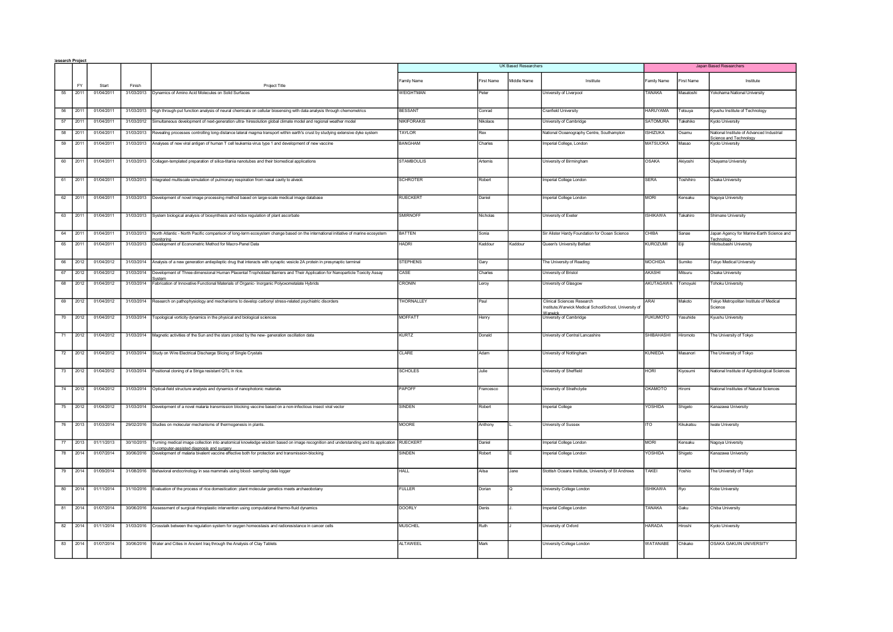Research Project

| | FY | Start | Finish | Project Title | UK Based Researchers | | | | Japan Based Researchers | | |
|---|---|---|---|---|---|---|---|---|---|---|---|
| | | | | | Family Name | First Name | Middle Name | Institute | Family Name | First Name | Institute |
| 55 | 2011 | 01/04/2011 | 31/03/2013 | Dynamics of Amino Acid Molecules on Solid Surfaces | WEIGHTMAN | Peter | | University of Liverpool | TANAKA | Masatoshi | Yokohama National University |
| 56 | 2011 | 01/04/2011 | 31/03/2013 | High through-put function analysis of neural chemicals on cellular biosensing with data analysis through chemometrics | BESSANT | Conrad | | Cranfield University | HARUYAMA | Tetsuya | Kyushu Institute of Technology |
| 57 | 2011 | 01/04/2011 | 31/03/2012 | Simultaneous development of next-generation ultra- hiresolution global climate model and regional weather model | NIKIFORAKIS | Nikolaos | | University of Cambridge | SATOMURA | Takehiko | Kyoto University |
| 58 | 2011 | 01/04/2011 | 31/03/2013 | Revealing processes controlling long-distance lateral magma transport within earth's crust by studying extensive dyke system | TAYLOR | Rex | | National Oceanography Centre, Southampton | ISHIZUKA | Osamu | National Institute of Advanced Industrial Science and Technology |
| 59 | 2011 | 01/04/2011 | 31/03/2013 | Analyses of new viral antigen of human T cell leukemia virus type 1 and development of new vaccine | BANGHAM | Charles | | Imperial College, London | MATSUOKA | Masao | Kyoto University |
| 60 | 2011 | 01/04/2011 | 31/03/2013 | Collagen-templated preparation of silica-titania nanotubes and their biomedical applications | STAMBOULIS | Artemis | | University of Birmingham | OSAKA | Akiyoshi | Okayama University |
| 61 | 2011 | 01/04/2011 | 31/03/2013 | Integrated multiscale simulation of pulmonary respiration from nasal cavity to alveoli. | SCHROTER | Robert | | Imperial College London | SERA | Toshihiro | Osaka University |
| 62 | 2011 | 01/04/2011 | 31/03/2013 | Development of novel image processing method based on large-scale medical image database | RUECKERT | Daniel | | Imperial College London | MORI | Kensaku | Nagoya University |
| 63 | 2011 | 01/04/2011 | 31/03/2013 | System biological analysis of biosynthesis and redox regulation of plant ascorbate | SMIRNOFF | Nicholas | | University of Exeter | ISHIKAWA | Takahiro | Shimane University |
| 64 | 2011 | 01/04/2011 | 31/03/2013 | North Atlantic - North Pacific comparison of long-term ecosystem change based on the international initiative of marine ecosystem monitoring | BATTEN | Sonia | | Sir Alister Hardy Foundation for Ocean Science | CHIBA | Sanae | Japan Agency for Marine-Earth Science and Technology |
| 65 | 2011 | 01/04/2011 | 31/03/2013 | Development of Econometric Method for Macro-Panel Data | HADRI | Kaddour | Kaddour | Queen's University Belfast | KUROZUMI | Eiji | Hitotsubashi University |
| 66 | 2012 | 01/04/2012 | 31/03/2014 | Analysis of a new generation antiepileptic drug that interacts with synaptic vesicle 2A protein in presynaptic terminal | STEPHENS | Gary | | The University of Reading | MOCHIDA | Sumiko | Tokyo Medical University |
| 67 | 2012 | 01/04/2012 | 31/03/2014 | Development of Three-dimensional Human Placental Trophoblast Barriers and Their Application for Nanoparticle Toxicity Assay System | CASE | Charles | | University of Bristol | AKASHI | Mitsuru | Osaka University |
| 68 | 2012 | 01/04/2012 | 31/03/2014 | Fabrication of Innovative Functional Materials of Organic- Inorganic Polyoxometalate Hybrids | CRONIN | Leroy | | University of Glasgow | AKUTAGAWA | Tomoyuki | Tohoku University |
| 69 | 2012 | 01/04/2012 | 31/03/2014 | Research on pathophysiology and mechanisms to develop carbonyl stress-related psychiatric disorders | THORNALLEY | Paul | | Clinical Sciences Research Institute,Warwick Medical SchoolSchool, University of Warwick | ARAI | Makoto | Tokyo Metropolitan Institute of Medical Science |
| 70 | 2012 | 01/04/2012 | 31/03/2014 | Topological vorticity dynamics in the physical and biological sciences | MOFFATT | Henry | | University of Cambridge | FUKUMOTO | Yasuhide | Kyushu University |
| 71 | 2012 | 01/04/2012 | 31/03/2014 | Magnetic activities of the Sun and the stars probed by the new- generation oscillation data | KURTZ | Donald | | University of Central Lancashire | SHIBAHASHI | Hiromoto | The University of Tokyo |
| 72 | 2012 | 01/04/2012 | 31/03/2014 | Study on Wire Electrical Discharge Slicing of Single Crystals | CLARE | Adam | | University of Nottingham | KUNIEDA | Masanori | The University of Tokyo |
| 73 | 2012 | 01/04/2012 | 31/03/2014 | Positional cloning of a Striga resistant QTL in rice. | SCHOLES | Julie | | University of Sheffield | HORI | Kiyosumi | National Institute of Agrobiological Sciences |
| 74 | 2012 | 01/04/2012 | 31/03/2014 | Optical-field structure analysis and dynamics of nanophotonic materials | PAPOFF | Francesco | | University of Strathclyde | OKAMOTO | Hiromi | National Institutes of Natural Sciences |
| 75 | 2012 | 01/04/2012 | 31/03/2014 | Development of a novel malaria transmission blocking vaccine based on a non-infectious insect viral vector | SINDEN | Robert | | Imperial College | YOSHIDA | Shigeto | Kanazawa University |
| 76 | 2013 | 01/03/2014 | 29/02/2016 | Studies on molecular mechanisms of thermogenesis in plants. | MOORE | Anthony | L. | University of Sussex | ITO | Kikukatsu | Iwate University |
| 77 | 2013 | 01/11/2013 | 30/10/2015 | Turning medical image collection into anatomical knowledge wisdom based on image recognition and understanding and its application to computer-assisted diagnosis and surgery | RUECKERT | Daniel | | Imperial College London | MORI | Kensaku | Nagoya University |
| 78 | 2014 | 01/07/2014 | 30/06/2016 | Development of malaria bivalent vaccine effective both for protection and transmission-blocking | SINDEN | Robert | E | Imperial College London | YOSHIDA | Shigeto | Kanazawa University |
| 79 | 2014 | 01/09/2014 | 31/08/2016 | Behavioral endocrinology in sea mammals using blood- sampling data logger | HALL | Ailsa | Jane | Stottish Oceans Institute, University of St Andrews | TAKEI | Yoshio | The University of Tokyo |
| 80 | 2014 | 01/11/2014 | 31/10/2016 | Evaluation of the process of rice domestication: plant molecular genetics meets archaeobotany | FULLER | Dorian | Q | University College London | ISHIKAWA | Ryo | Kobe University |
| 81 | 2014 | 01/07/2014 | 30/06/2016 | Assessment of surgical rhinoplastic intervention using computational thermo-fluid dynamics | DOORLY | Denis | J. | Imperial College London | TANAKA | Gaku | Chiba University |
| 82 | 2014 | 01/11/2014 | 31/03/2016 | Crosstalk between the regulation system for oxygen homeostasis and radioresistance in cancer cells | MUSCHEL | Ruth | J | University of Oxford | HARADA | Hiroshi | Kyoto University |
| 83 | 2014 | 01/07/2014 | 30/06/2016 | Water and Cities in Ancient Iraq through the Analysis of Clay Tablets | ALTAWEEL | Mark | | University College London | WATANABE | Chikako | OSAKA GAKUIN UNIVERSITY |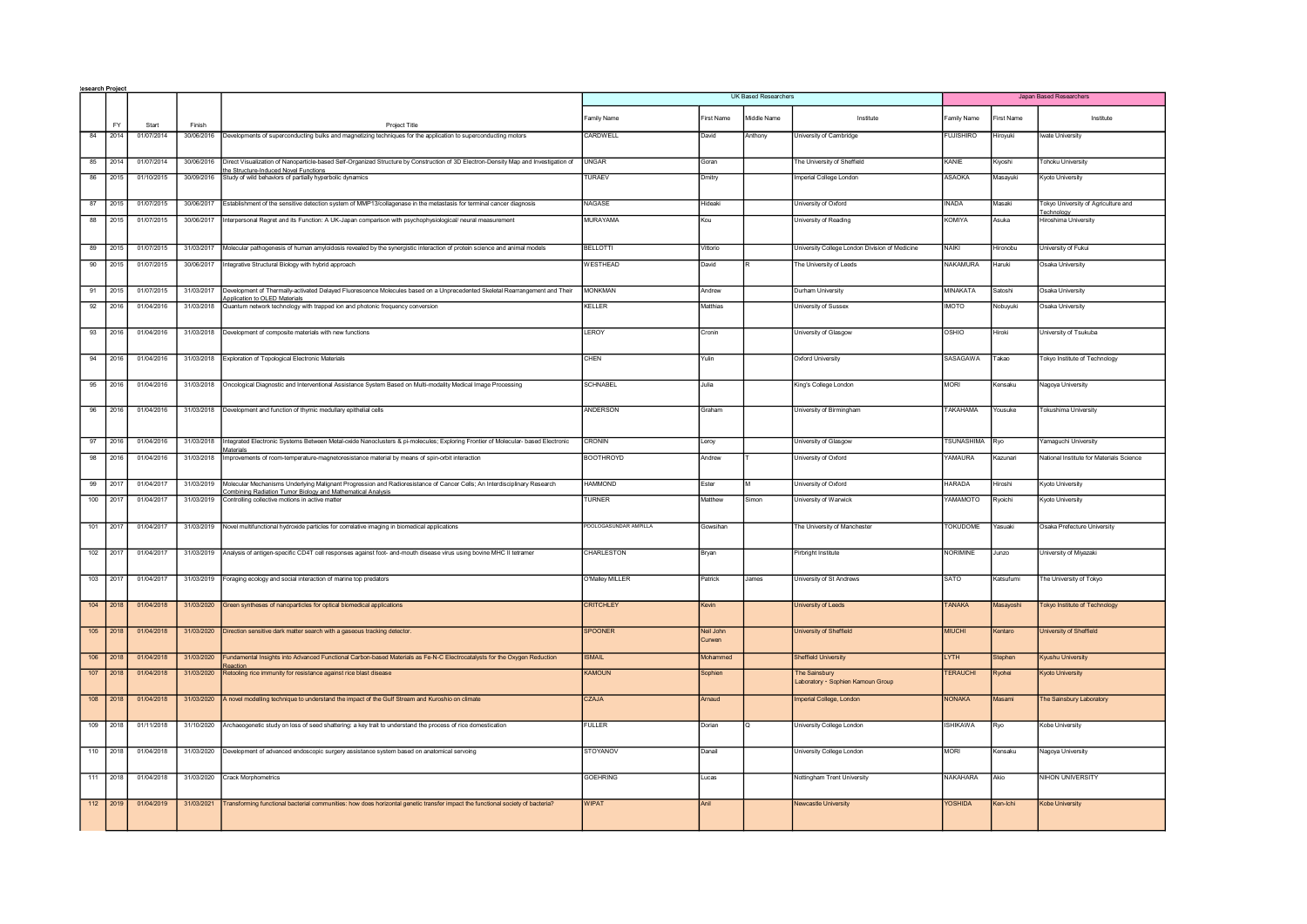Research Project

| | FY | Start | Finish | Project Title | UK Based Researchers | | | | Japan Based Researchers | | |
|---|---|---|---|---|---|---|---|---|---|---|---|
| | | | | | Family Name | First Name | Middle Name | Institute | Family Name | First Name | Institute |
| 84 | 2014 | 01/07/2014 | 30/06/2016 | Developments of superconducting bulks and magnetizing techniques for the application to superconducting motors | CARDWELL | David | Anthony | University of Cambridge | FUJISHIRO | Hiroyuki | Iwate University |
| 85 | 2014 | 01/07/2014 | 30/06/2016 | Direct Visualization of Nanoparticle-based Self-Organized Structure by Construction of 3D Electron-Density Map and Investigation of the Structure-Induced Novel Functions | UNGAR | Goran | | The University of Sheffield | KANIE | Kiyoshi | Tohoku University |
| 86 | 2015 | 01/10/2015 | 30/09/2016 | Study of wild behaviors of partially hyperbolic dynamics | TURAEV | Dmitry | | Imperial College London | ASAOKA | Masayuki | Kyoto University |
| 87 | 2015 | 01/07/2015 | 30/06/2017 | Establishment of the sensitive detection system of MMP13/collagenase in the metastasis for terminal cancer diagnosis | NAGASE | Hideaki | | University of Oxford | INADA | Masaki | Tokyo University of Agriculture and Technology |
| 88 | 2015 | 01/07/2015 | 30/06/2017 | Interpersonal Regret and its Function: A UK-Japan comparison with psychophysiological/ neural measurement | MURAYAMA | Kou | | University of Reading | KOMIYA | Asuka | Hiroshima University |
| 89 | 2015 | 01/07/2015 | 31/03/2017 | Molecular pathogenesis of human amyloidosis revealed by the synergistic interaction of protein science and animal models | BELLOTTI | Vittorio | | University College London Division of Medicine | NAIKI | Hironobu | University of Fukui |
| 90 | 2015 | 01/07/2015 | 30/06/2017 | Integrative Structural Biology with hybrid approach | WESTHEAD | David | R | The University of Leeds | NAKAMURA | Haruki | Osaka University |
| 91 | 2015 | 01/07/2015 | 31/03/2017 | Development of Thermally-activated Delayed Fluorescence Molecules based on a Unprecedented Skeletal Rearrangement and Their Application to OLED Materials | MONKMAN | Andrew | | Durham University | MINAKATA | Satoshi | Osaka University |
| 92 | 2016 | 01/04/2016 | 31/03/2018 | Quantum network technology with trapped ion and photonic frequency conversion | KELLER | Matthias | | University of Sussex | IMOTO | Nobuyuki | Osaka University |
| 93 | 2016 | 01/04/2016 | 31/03/2018 | Development of composite materials with new functions | LEROY | Cronin | | University of Glasgow | OSHIO | Hiroki | University of Tsukuba |
| 94 | 2016 | 01/04/2016 | 31/03/2018 | Exploration of Topological Electronic Materials | CHEN | Yulin | | Oxford University | SASAGAWA | Takao | Tokyo Institute of Technology |
| 95 | 2016 | 01/04/2016 | 31/03/2018 | Oncological Diagnostic and Interventional Assistance System Based on Multi-modality Medical Image Processing | SCHNABEL | Julia | | King's College London | MORI | Kensaku | Nagoya University |
| 96 | 2016 | 01/04/2016 | 31/03/2018 | Development and function of thymic medullary epithelial cells | ANDERSON | Graham | | University of Birmingham | TAKAHAMA | Yousuke | Tokushima University |
| 97 | 2016 | 01/04/2016 | 31/03/2018 | Integrated Electronic Systems Between Metal-oxide Nanoclusters & pi-molecules; Exploring Frontier of Molecular- based Electronic Materials | CRONIN | Leroy | | University of Glasgow | TSUNASHIMA | Ryo | Yamaguchi University |
| 98 | 2016 | 01/04/2016 | 31/03/2018 | Improvements of room-temperature-magnetoresistance material by means of spin-orbit interaction | BOOTHROYD | Andrew | T | University of Oxford | YAMAURA | Kazunari | National Institute for Materials Science |
| 99 | 2017 | 01/04/2017 | 31/03/2019 | Molecular Mechanisms Underlying Malignant Progression and Radioresistance of Cancer Cells; An Interdisciplinary Research Combining Radiation Tumor Biology and Mathematical Analysis | HAMMOND | Ester | M | University of Oxford | HARADA | Hiroshi | Kyoto University |
| 100 | 2017 | 01/04/2017 | 31/03/2019 | Controlling collective motions in active matter | TURNER | Matthew | Simon | University of Warwick | YAMAMOTO | Ryoichi | Kyoto University |
| 101 | 2017 | 01/04/2017 | 31/03/2019 | Novel multifunctional hydroxide particles for correlative imaging in biomedical applications | POOLOGASUNDAR AMPILLA | Gowsihan | | The University of Manchester | TOKUDOME | Yasuaki | Osaka Prefecture University |
| 102 | 2017 | 01/04/2017 | 31/03/2019 | Analysis of antigen-specific CD4T cell responses against foot- and-mouth disease virus using bovine MHC II tetramer | CHARLESTON | Bryan | | Pirbright Institute | NORIMINE | Junzo | University of Miyazaki |
| 103 | 2017 | 01/04/2017 | 31/03/2019 | Foraging ecology and social interaction of marine top predators | O'Malley MILLER | Patrick | James | University of St Andrews | SATO | Katsufumi | The University of Tokyo |
| 104 | 2018 | 01/04/2018 | 31/03/2020 | Green syntheses of nanoparticles for optical biomedical applications | CRITCHLEY | Kevin | | University of Leeds | TANAKA | Masayoshi | Tokyo Institute of Technology |
| 105 | 2018 | 01/04/2018 | 31/03/2020 | Direction sensitive dark matter search with a gaseous tracking detector. | SPOONER | Neil John Curwen | | University of Sheffield | MIUCHI | Kentaro | University of Sheffield |
| 106 | 2018 | 01/04/2018 | 31/03/2020 | Fundamental Insights into Advanced Functional Carbon-based Materials as Fe-N-C Electrocatalysts for the Oxygen Reduction Reaction | ISMAIL | Mohammed | | Sheffield University | LYTH | Stephen | Kyushu University |
| 107 | 2018 | 01/04/2018 | 31/03/2020 | Retooling rice immunity for resistance against rice blast disease | KAMOUN | Sophien | | The Sainsbury Laboratory・Sophien Kamoun Group | TERAUCHI | Ryohei | Kyoto University |
| 108 | 2018 | 01/04/2018 | 31/03/2020 | A novel modelling technique to understand the impact of the Gulf Stream and Kuroshio on climate | CZAJA | Arnaud | | Imperial College, London | NONAKA | Masami | The Sainsbury Laboratory |
| 109 | 2018 | 01/11/2018 | 31/10/2020 | Archaeogenetic study on loss of seed shattering: a key trait to understand the process of rice domestication | FULLER | Dorian | Q | University College London | ISHIKAWA | Ryo | Kobe University |
| 110 | 2018 | 01/04/2018 | 31/03/2020 | Development of advanced endoscopic surgery assistance system based on anatomical servoing | STOYANOV | Danail | | University College London | MORI | Kensaku | Nagoya University |
| 111 | 2018 | 01/04/2018 | 31/03/2020 | Crack Morphometrics | GOEHRING | Lucas | | Nottingham Trent University | NAKAHARA | Akio | NIHON UNIVERSITY |
| 112 | 2019 | 01/04/2019 | 31/03/2021 | Transforming functional bacterial communities: how does horizontal genetic transfer impact the functional society of bacteria? | WIPAT | Anil | | Newcastle University | YOSHIDA | Ken-Ichi | Kobe University |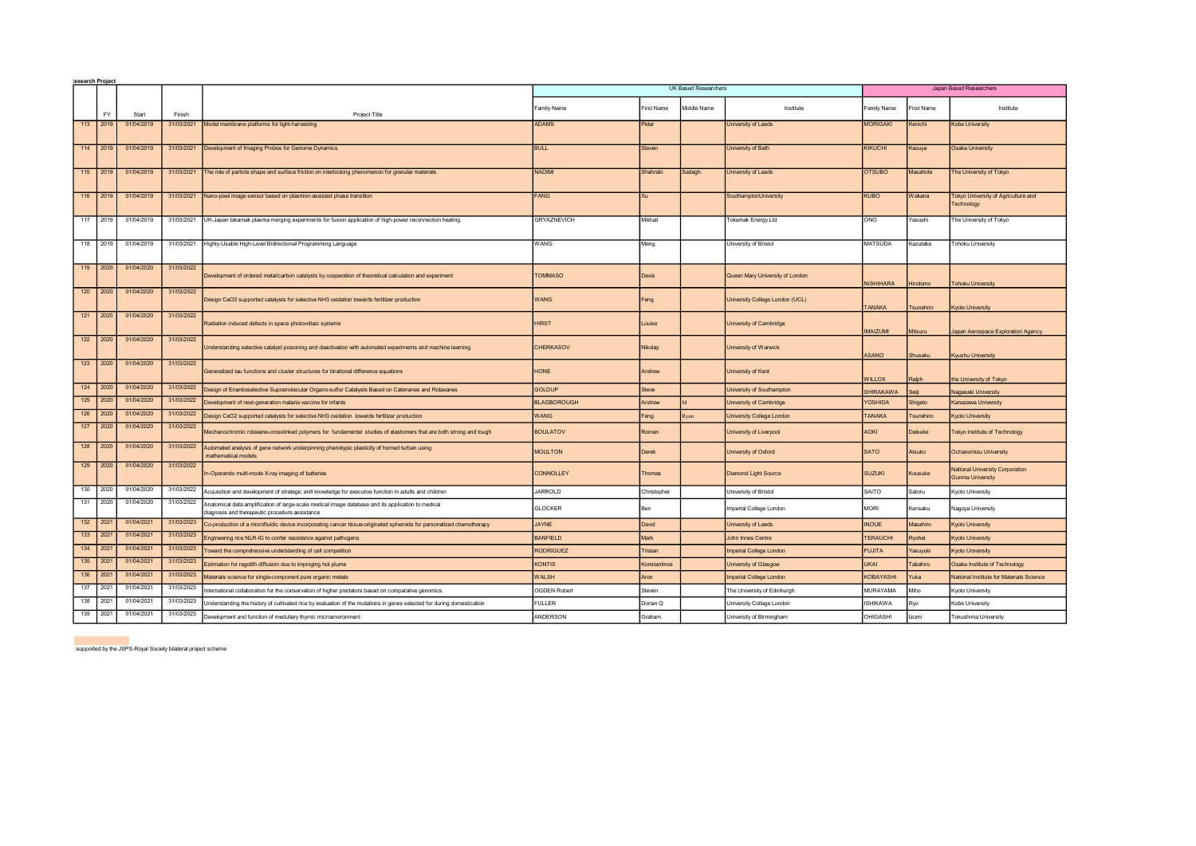Research Project

| | FY | Start | Finish | Project Title | UK Based Researchers | | | | Japan Based Researchers | | |
|---|---|---|---|---|---|---|---|---|---|---|---|
| | | | | | Family Name | First Name | Middle Name | Institute | Family Name | First Name | Institute |
| 113 | 2019 | 01/04/2019 | 31/03/2021 | Model membrane platforms for light-harvesting | ADAMS | Peter | | University of Leeds | MORIGAKI | Kenichi | Kobe University |
| 114 | 2019 | 01/04/2019 | 31/03/2021 | Development of Imaging Probes for Genome Dynamics | BULL | Steven | | University of Bath | KIKUCHI | Kazuya | Osaka University |
| 115 | 2019 | 01/04/2019 | 31/03/2021 | The role of particle shape and surface friction on interlocking phenomenon for granular materials | NADIMI | Shahrzad | Sadegh | University of Leeds | OTSUBO | Masahide | The University of Tokyo |
| 116 | 2019 | 01/04/2019 | 31/03/2021 | Nano-pixel image sensor based on plasmon-assisted phase transition | FANG | Xu | | SouthamptonUniversity | KUBO | Wakana | Tokyo University of Agriculture and Technology |
| 117 | 2019 | 01/04/2019 | 31/03/2021 | UK-Japan tokamak plasma merging experiments for fusion application of high-power reconnection heating | GRYAZNEVICH | Mikhail | | Tokamak Energy Ltd | ONO | Yasushi | The University of Tokyo |
| 118 | 2019 | 01/04/2019 | 31/03/2021 | Highly-Usable High-Level Bidirectional Programming Language | WANG | Meng | | University of Bristol | MATSUDA | Kazutaka | Tohoku University |
| 119 | 2020 | 01/04/2020 | 31/03/2022 | Development of ordered metal/carbon catalysts by cooperation of theoretical calculation and experiment | TOMMASO | Devis | | Queen Mary University of London | NISHIHARA | Hirotomo | Tohoku University |
| 120 | 2020 | 01/04/2020 | 31/03/2022 | Design CeO2 supported catalysts for selective NH3 oxidation towards fertilizer production | WANG | Feng | | University College London (UCL) | TANAKA | Tsunehiro | Kyoto University |
| 121 | 2020 | 01/04/2020 | 31/03/2022 | Radiation induced defects in space photovoltaic systems | HIRST | Louise | | University of Cambridge | IMAIZUMI | Mitsuru | Japan Aerospace Exploration Agency |
| 122 | 2020 | 01/04/2020 | 31/03/2022 | Understanding selective catalyst poisoning and deactivation with automated experiments and machine learning | CHERKASOV | Nikolay | | University of Warwick | ASANO | Shusaku | Kyushu University |
| 123 | 2020 | 01/04/2020 | 31/03/2022 | Generalized tau functions and cluster structures for birational difference equations | HONE | Andrew | | University of Kent | WILLOX | Ralph | the University of Tokyo |
| 124 | 2020 | 01/04/2020 | 31/03/2022 | Design of Enantioselective Supramolecular Organo-sulfur Catalysts Based on Catenanes and Rotaxanes | GOLDUP | Steve | | University of Southampton | SHIRAKAWA | Seiji | Nagasaki University |
| 125 | 2020 | 01/04/2020 | 31/03/2022 | Development of next-generation malaria vaccine for infants | BLAGBOROUGH | Andrew | M | University of Cambridge | YOSHIDA | Shigeto | Kanazawa University |
| 126 | 2020 | 01/04/2020 | 31/03/2022 | Design CeO2 supported catalysts for selective NH3 oxidation towards fertilizer production | WANG | Feng | Ryan | University College London | TANAKA | Tsunehiro | Kyoto University |
| 127 | 2020 | 01/04/2020 | 31/03/2022 | Mechanochromic rotaxane-crosslinked polymers for fundamental studies of elastomers that are both strong and tough | BOULATOV | Roman | | University of Liverpool | AOKI | Daisuke | Tokyo Institute of Technology |
| 128 | 2020 | 01/04/2020 | 31/03/2022 | Automated analysis of gene network underpinning phenotypic plasticity of horned turban using mathematical models | MOULTON | Derek | | University of Oxford | SATO | Atsuko | Ochanomizu University |
| 129 | 2020 | 01/04/2020 | 31/03/2022 | In-Operando multi-mode X-ray imaging of batteries | CONNOLLEY | Thomas | | Diamond Light Source | SUZUKI | Kousuke | National University Corporation Gunma University |
| 130 | 2020 | 01/04/2020 | 31/03/2022 | Acquisition and development of strategic skill knowledge for executive function in adults and children | JARROLD | Christopher | | University of Bristol | SAITO | Satoru | Kyoto University |
| 131 | 2020 | 01/04/2020 | 31/03/2022 | Anatomical data amplification of large-scale medical image database and its application to medical diagnosis and therapeutic procedure assistance | GLOCKER | Ben | | Imperial College London | MORI | Kensaku | Nagoya University |
| 132 | 2021 | 01/04/2021 | 31/03/2023 | Co-production of a microfluidic device incorporating cancer tissue-originated spheroids for personalized chemotherapy | JAYNE | David | | University of Leeds | INOUE | Masahiro | Kyoto University |
| 133 | 2021 | 01/04/2021 | 31/03/2023 | Engineering rice NLR-ID to confer resistance against pathogens | BANFIELD | Mark | | John Innes Centre | TERAUCHI | Ryohei | Kyoto University |
| 134 | 2021 | 01/04/2021 | 31/03/2023 | Toward the comprehensive understanding of cell competition | RODRIGUEZ | Tristan | | Imperial College London | FUJITA | Yasuyuki | Kyoto University |
| 135 | 2021 | 01/04/2021 | 31/03/2023 | Estimation for regolith diffusion due to impinging hot plume | KONTIS | Konstantinos | | University of Glasgow | UKAI | Takahiro | Osaka Institute of Technology |
| 136 | 2021 | 01/04/2021 | 31/03/2023 | Materials science for single-component pure organic metals | WALSH | Aron | | Imperial College London | KOBAYASHI | Yuka | National Institute for Materials Science |
| 137 | 2021 | 01/04/2021 | 31/03/2023 | International collaboration for the conservation of higher predators based on comparative genomics | OGDEN Robert | Steven | | The University of Edinburgh | MURAYAMA | Miho | Kyoto University |
| 138 | 2021 | 01/04/2021 | 31/03/2023 | Understanding the history of cultivated rice by evaluation of the mutations in genes selected for during domestication | FULLER | Dorian Q | | University College London | ISHIKAWA | Ryo | Kobe University |
| 139 | 2021 | 01/04/2021 | 31/03/2023 | Development and function of medullary thymic microenvironment | ANDERSON | Graham | | University of Birmingham | OHIGASHI | Izumi | Tokushima University |

:supported by the JSPS-Royal Society bilateral project scheme